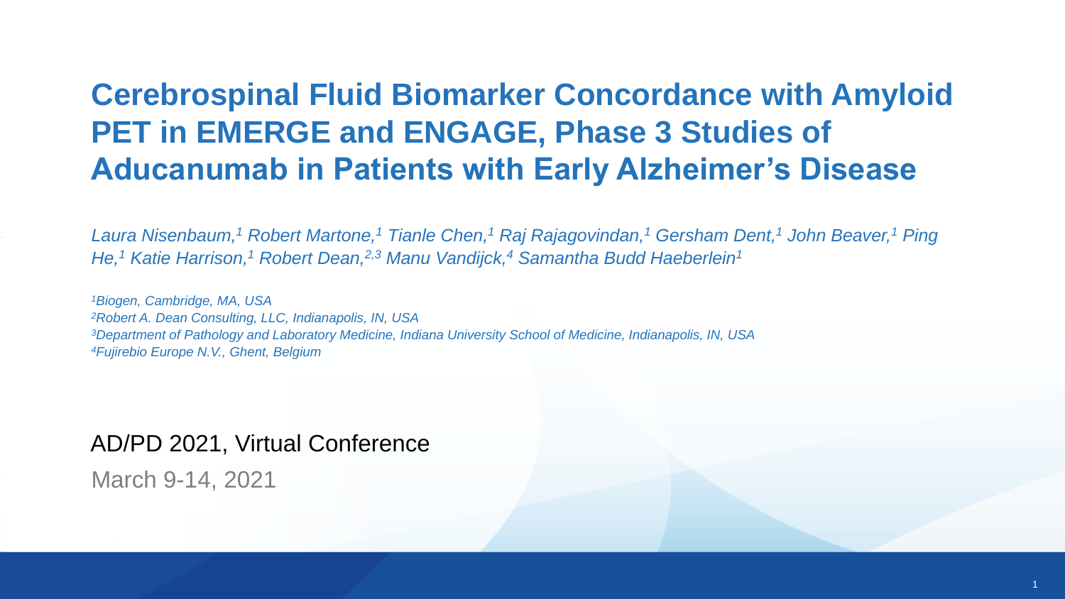# Cerebrospinal Fluid Biomarker Concordance with Amyloid PET in EMERGE and ENGAGE, Phase 3 Studies of Aducanumab in Patients with Early Alzheimer's Disease

*Laura Nisenbaum,[1] Robert Martone,[1] Tianle Chen,[1] Raj Rajagovindan,[1] Gersham Dent,[1] John Beaver,[1] Ping He,[1] Katie Harrison,[1] Robert Dean,[2,3] Manu Vandijck,[4] Samantha Budd Haeberlein[1]*

*[1]Biogen, Cambridge, MA, USA*
*[2]Robert A. Dean Consulting, LLC, Indianapolis, IN, USA*
*[3]Department of Pathology and Laboratory Medicine, Indiana University School of Medicine, Indianapolis, IN, USA*
*[4]Fujirebio Europe N.V., Ghent, Belgium*

AD/PD 2021, Virtual Conference

March 9-14, 2021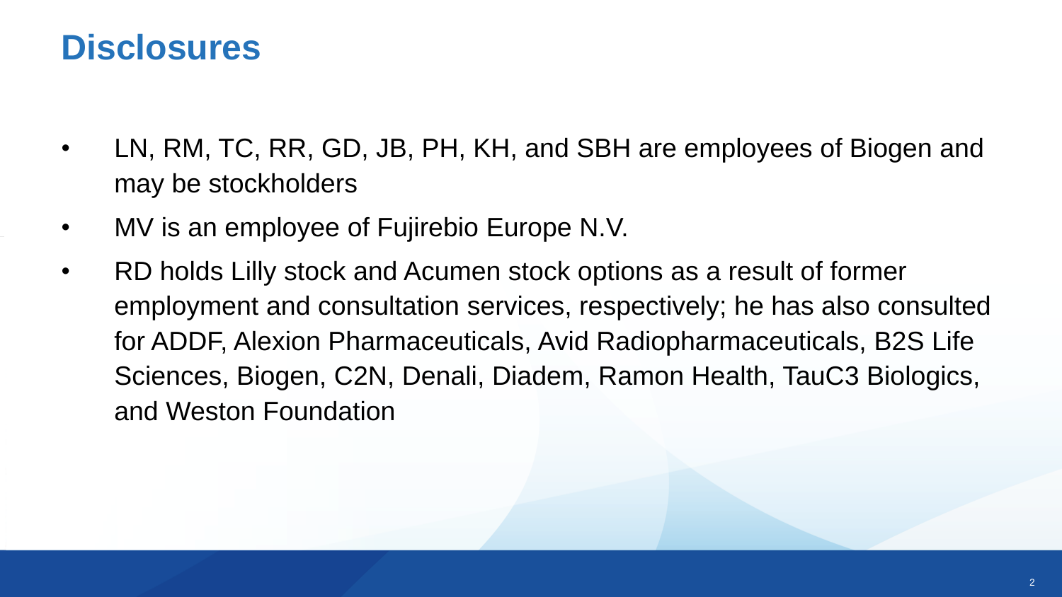# Disclosures

- LN, RM, TC, RR, GD, JB, PH, KH, and SBH are employees of Biogen and may be stockholders
- MV is an employee of Fujirebio Europe N.V.
- RD holds Lilly stock and Acumen stock options as a result of former employment and consultation services, respectively; he has also consulted for ADDF, Alexion Pharmaceuticals, Avid Radiopharmaceuticals, B2S Life Sciences, Biogen, C2N, Denali, Diadem, Ramon Health, TauC3 Biologics, and Weston Foundation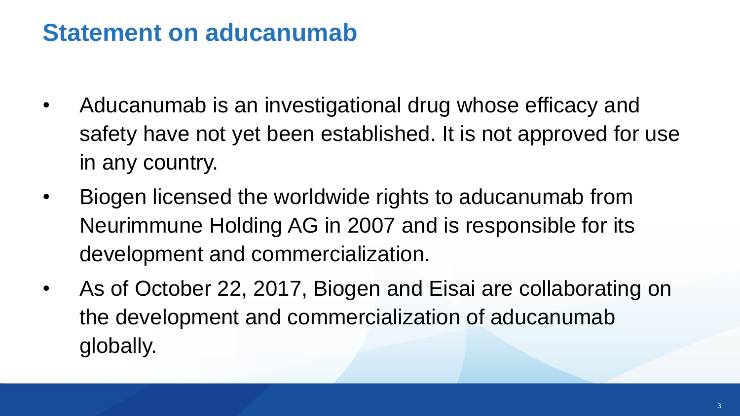# Statement on aducanumab

- Aducanumab is an investigational drug whose efficacy and safety have not yet been established. It is not approved for use in any country.
- Biogen licensed the worldwide rights to aducanumab from Neurimmune Holding AG in 2007 and is responsible for its development and commercialization.
- As of October 22, 2017, Biogen and Eisai are collaborating on the development and commercialization of aducanumab globally.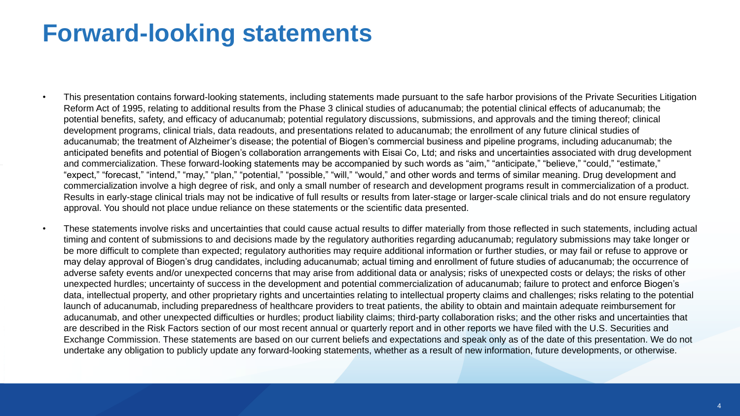# Forward-looking statements

- This presentation contains forward-looking statements, including statements made pursuant to the safe harbor provisions of the Private Securities Litigation Reform Act of 1995, relating to additional results from the Phase 3 clinical studies of aducanumab; the potential clinical effects of aducanumab; the potential benefits, safety, and efficacy of aducanumab; potential regulatory discussions, submissions, and approvals and the timing thereof; clinical development programs, clinical trials, data readouts, and presentations related to aducanumab; the enrollment of any future clinical studies of aducanumab; the treatment of Alzheimer's disease; the potential of Biogen's commercial business and pipeline programs, including aducanumab; the anticipated benefits and potential of Biogen's collaboration arrangements with Eisai Co, Ltd; and risks and uncertainties associated with drug development and commercialization. These forward-looking statements may be accompanied by such words as "aim," "anticipate," "believe," "could," "estimate," "expect," "forecast," "intend," "may," "plan," "potential," "possible," "will," "would," and other words and terms of similar meaning. Drug development and commercialization involve a high degree of risk, and only a small number of research and development programs result in commercialization of a product. Results in early-stage clinical trials may not be indicative of full results or results from later-stage or larger-scale clinical trials and do not ensure regulatory approval. You should not place undue reliance on these statements or the scientific data presented.
- These statements involve risks and uncertainties that could cause actual results to differ materially from those reflected in such statements, including actual timing and content of submissions to and decisions made by the regulatory authorities regarding aducanumab; regulatory submissions may take longer or be more difficult to complete than expected; regulatory authorities may require additional information or further studies, or may fail or refuse to approve or may delay approval of Biogen's drug candidates, including aducanumab; actual timing and enrollment of future studies of aducanumab; the occurrence of adverse safety events and/or unexpected concerns that may arise from additional data or analysis; risks of unexpected costs or delays; the risks of other unexpected hurdles; uncertainty of success in the development and potential commercialization of aducanumab; failure to protect and enforce Biogen's data, intellectual property, and other proprietary rights and uncertainties relating to intellectual property claims and challenges; risks relating to the potential launch of aducanumab, including preparedness of healthcare providers to treat patients, the ability to obtain and maintain adequate reimbursement for aducanumab, and other unexpected difficulties or hurdles; product liability claims; third-party collaboration risks; and the other risks and uncertainties that are described in the Risk Factors section of our most recent annual or quarterly report and in other reports we have filed with the U.S. Securities and Exchange Commission. These statements are based on our current beliefs and expectations and speak only as of the date of this presentation. We do not undertake any obligation to publicly update any forward-looking statements, whether as a result of new information, future developments, or otherwise.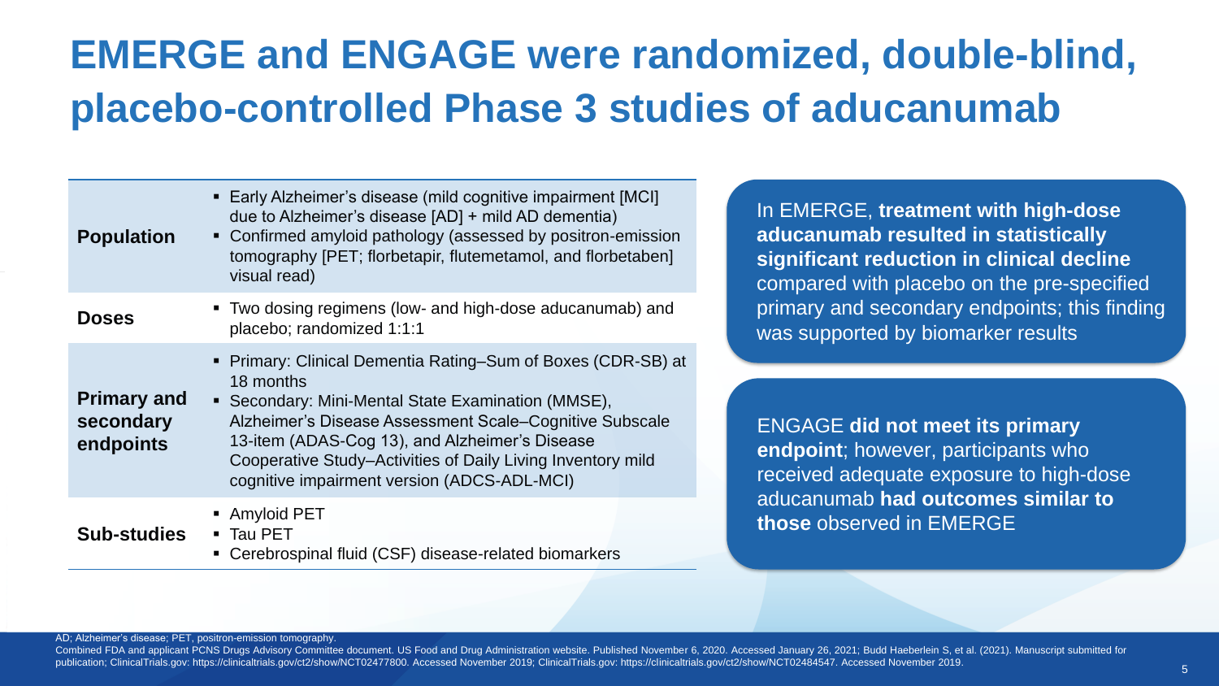# EMERGE and ENGAGE were randomized, double-blind, placebo-controlled Phase 3 studies of aducanumab

| | |
|---|---|
| **Population** | ▪ Early Alzheimer's disease (mild cognitive impairment [MCI] due to Alzheimer's disease [AD] + mild AD dementia)<br>▪ Confirmed amyloid pathology (assessed by positron-emission tomography [PET; florbetapir, flutemetamol, and florbetaben] visual read) |
| **Doses** | ▪ Two dosing regimens (low- and high-dose aducanumab) and placebo; randomized 1:1:1 |
| **Primary and secondary endpoints** | ▪ Primary: Clinical Dementia Rating–Sum of Boxes (CDR-SB) at 18 months<br>▪ Secondary: Mini-Mental State Examination (MMSE), Alzheimer's Disease Assessment Scale–Cognitive Subscale 13-item (ADAS-Cog 13), and Alzheimer's Disease Cooperative Study–Activities of Daily Living Inventory mild cognitive impairment version (ADCS-ADL-MCI) |
| **Sub-studies** | ▪ Amyloid PET<br>▪ Tau PET<br>▪ Cerebrospinal fluid (CSF) disease-related biomarkers |

In EMERGE, **treatment with high-dose aducanumab resulted in statistically significant reduction in clinical decline** compared with placebo on the pre-specified primary and secondary endpoints; this finding was supported by biomarker results

ENGAGE **did not meet its primary endpoint**; however, participants who received adequate exposure to high-dose aducanumab **had outcomes similar to those** observed in EMERGE

AD; Alzheimer's disease; PET, positron-emission tomography.

Combined FDA and applicant PCNS Drugs Advisory Committee document. US Food and Drug Administration website. Published November 6, 2020. Accessed January 26, 2021; Budd Haeberlein S, et al. (2021). Manuscript submitted for publication; ClinicalTrials.gov: https://clinicaltrials.gov/ct2/show/NCT02477800. Accessed November 2019; ClinicalTrials.gov: https://clinicaltrials.gov/ct2/show/NCT02484547. Accessed November 2019.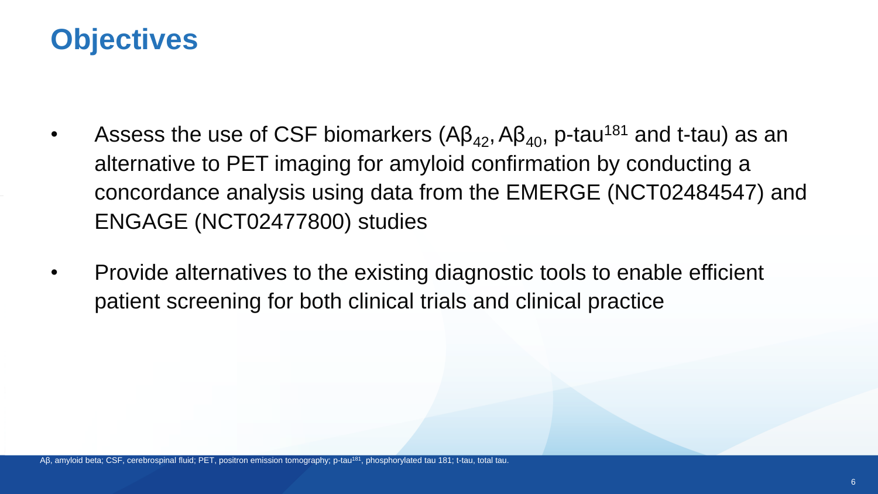# Objectives

- Assess the use of CSF biomarkers ($A\beta_{42}$, $A\beta_{40}$, p-tau$^{181}$ and t-tau) as an alternative to PET imaging for amyloid confirmation by conducting a concordance analysis using data from the EMERGE (NCT02484547) and ENGAGE (NCT02477800) studies
- Provide alternatives to the existing diagnostic tools to enable efficient patient screening for both clinical trials and clinical practice

Aβ, amyloid beta; CSF, cerebrospinal fluid; PET, positron emission tomography; p-tau$^{181}$, phosphorylated tau 181; t-tau, total tau.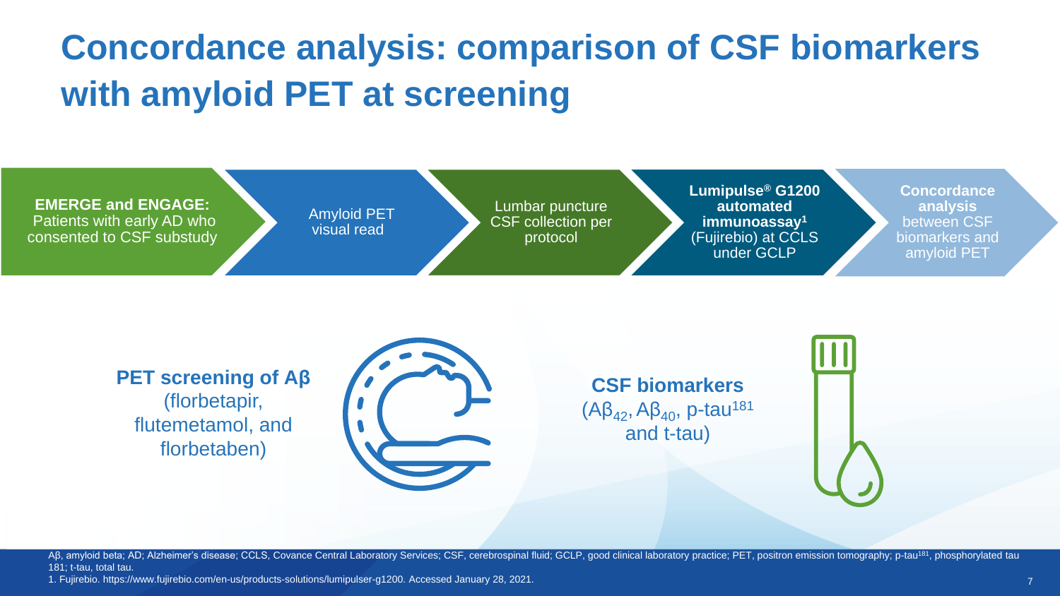# Concordance analysis: comparison of CSF biomarkers with amyloid PET at screening

1. **EMERGE and ENGAGE:** Patients with early AD who consented to CSF substudy
2. Amyloid PET visual read
3. Lumbar puncture CSF collection per protocol
4. **Lumipulse® G1200 automated immunoassay**[1] (Fujirebio) at CCLS under GCLP
5. **Concordance analysis** between CSF biomarkers and amyloid PET

**PET screening of Aβ** (florbetapir, flutemetamol, and florbetaben)

**CSF biomarkers** ($A\beta_{42}$, $A\beta_{40}$, p-tau[181] and t-tau)

Aβ, amyloid beta; AD; Alzheimer's disease; CCLS, Covance Central Laboratory Services; CSF, cerebrospinal fluid; GCLP, good clinical laboratory practice; PET, positron emission tomography; p-tau[181], phosphorylated tau 181; t-tau, total tau.

1. Fujirebio. https://www.fujirebio.com/en-us/products-solutions/lumipulser-g1200. Accessed January 28, 2021.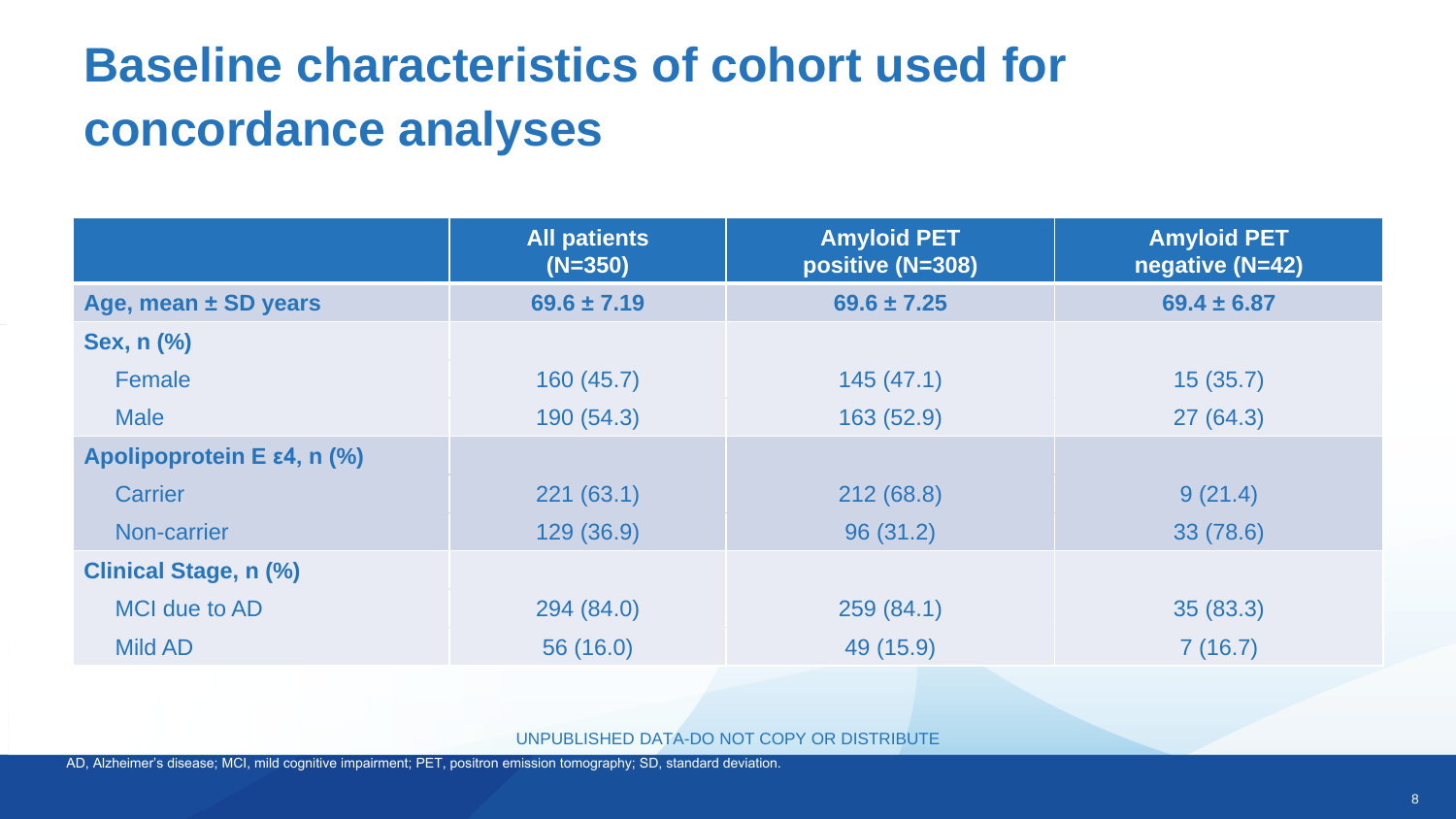# Baseline characteristics of cohort used for concordance analyses

| | All patients (N=350) | Amyloid PET positive (N=308) | Amyloid PET negative (N=42) |
|---|---|---|---|
| **Age, mean ± SD years** | **69.6 ± 7.19** | **69.6 ± 7.25** | **69.4 ± 6.87** |
| **Sex, n (%)** | | | |
| Female | 160 (45.7) | 145 (47.1) | 15 (35.7) |
| Male | 190 (54.3) | 163 (52.9) | 27 (64.3) |
| **Apolipoprotein E ε4, n (%)** | | | |
| Carrier | 221 (63.1) | 212 (68.8) | 9 (21.4) |
| Non-carrier | 129 (36.9) | 96 (31.2) | 33 (78.6) |
| **Clinical Stage, n (%)** | | | |
| MCI due to AD | 294 (84.0) | 259 (84.1) | 35 (83.3) |
| Mild AD | 56 (16.0) | 49 (15.9) | 7 (16.7) |

UNPUBLISHED DATA-DO NOT COPY OR DISTRIBUTE

AD, Alzheimer's disease; MCI, mild cognitive impairment; PET, positron emission tomography; SD, standard deviation.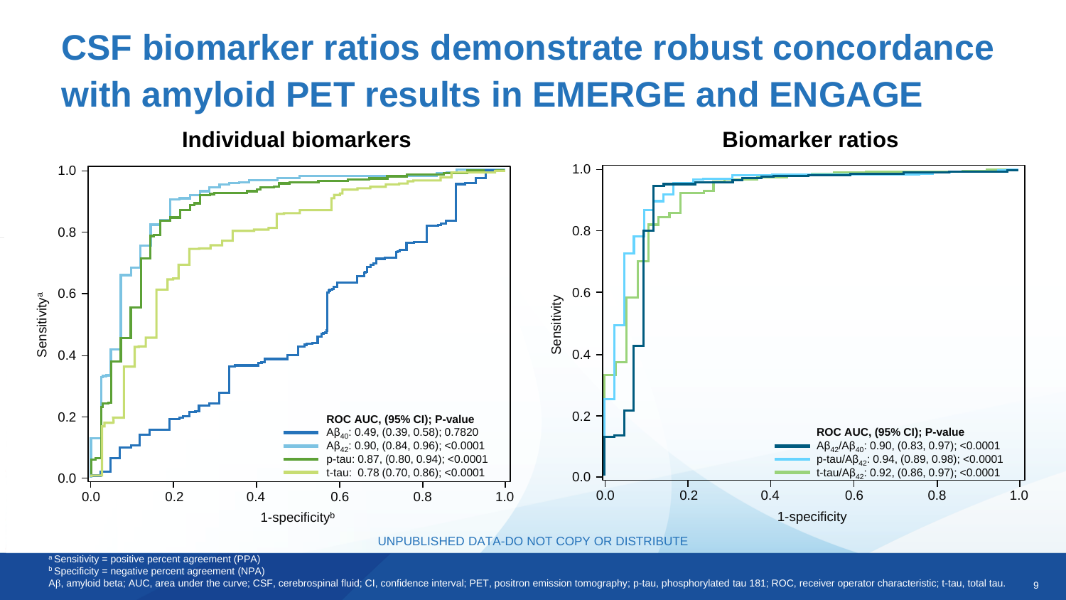# CSF biomarker ratios demonstrate robust concordance with amyloid PET results in EMERGE and ENGAGE

## Individual biomarkers

Sensitivity[a] (y-axis: 0.0–1.0); 1-specificity[b] (x-axis: 0.0–1.0)

**ROC AUC, (95% CI); P-value**

- $A\beta_{40}$: 0.49, (0.39, 0.58); 0.7820
- $A\beta_{42}$: 0.90, (0.84, 0.96); <0.0001
- p-tau: 0.87, (0.80, 0.94); <0.0001
- t-tau: 0.78 (0.70, 0.86); <0.0001

## Biomarker ratios

Sensitivity (y-axis: 0.0–1.0); 1-specificity (x-axis: 0.0–1.0)

**ROC AUC, (95% CI); P-value**

- $A\beta_{42}/A\beta_{40}$: 0.90, (0.83, 0.97); <0.0001
- p-tau/$A\beta_{42}$: 0.94, (0.89, 0.98); <0.0001
- t-tau/$A\beta_{42}$: 0.92, (0.86, 0.97); <0.0001

UNPUBLISHED DATA-DO NOT COPY OR DISTRIBUTE

[a] Sensitivity = positive percent agreement (PPA)
[b] Specificity = negative percent agreement (NPA)
Aβ, amyloid beta; AUC, area under the curve; CSF, cerebrospinal fluid; CI, confidence interval; PET, positron emission tomography; p-tau, phosphorylated tau 181; ROC, receiver operator characteristic; t-tau, total tau.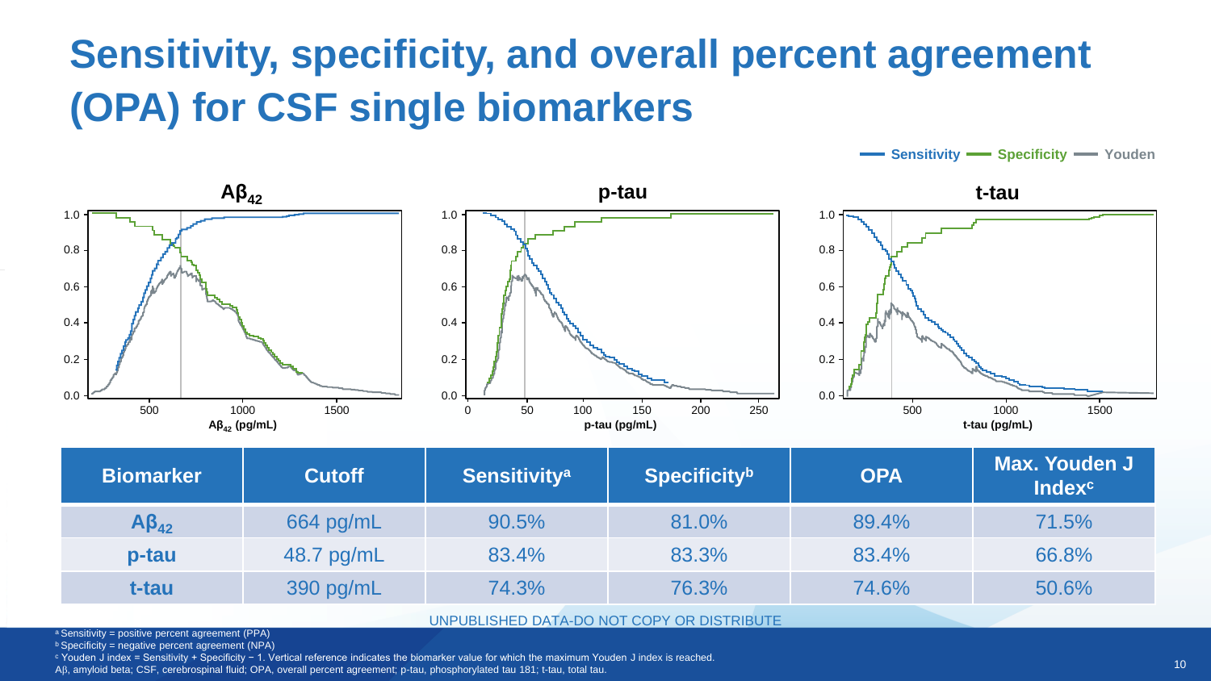# Sensitivity, specificity, and overall percent agreement (OPA) for CSF single biomarkers

| Biomarker | Cutoff | Sensitivity[a] | Specificity[b] | OPA | Max. Youden J Index[c] |
|---|---|---|---|---|---|
| $A\beta_{42}$ | 664 pg/mL | 90.5% | 81.0% | 89.4% | 71.5% |
| p-tau | 48.7 pg/mL | 83.4% | 83.3% | 83.4% | 66.8% |
| t-tau | 390 pg/mL | 74.3% | 76.3% | 74.6% | 50.6% |

UNPUBLISHED DATA-DO NOT COPY OR DISTRIBUTE

[a] Sensitivity = positive percent agreement (PPA)
[b] Specificity = negative percent agreement (NPA)
[c] Youden J index = Sensitivity + Specificity − 1. Vertical reference indicates the biomarker value for which the maximum Youden J index is reached.
Aβ, amyloid beta; CSF, cerebrospinal fluid; OPA, overall percent agreement; p-tau, phosphorylated tau 181; t-tau, total tau.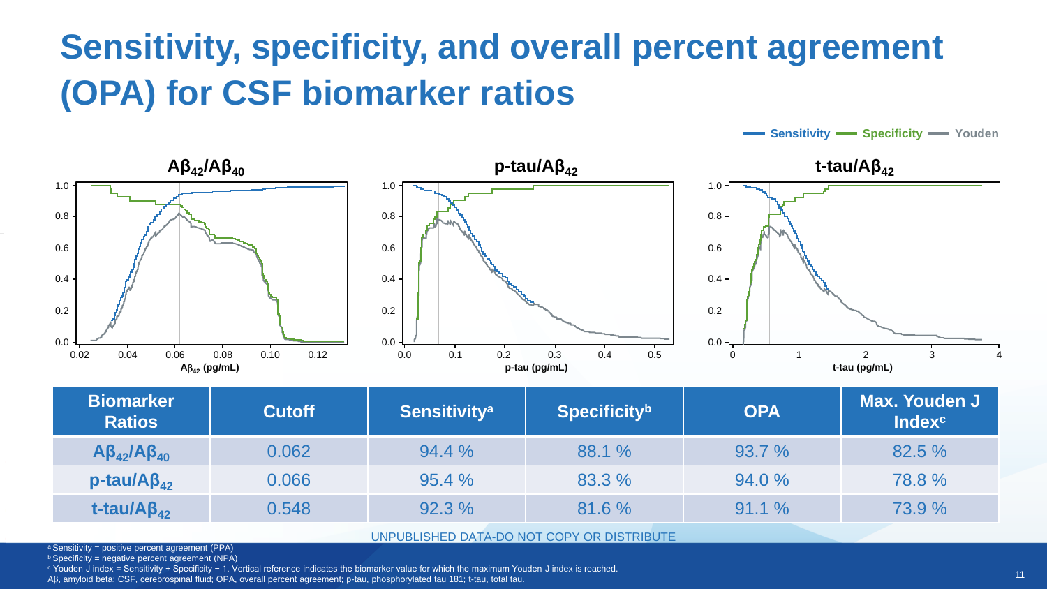# Sensitivity, specificity, and overall percent agreement (OPA) for CSF biomarker ratios

| Biomarker Ratios | Cutoff | Sensitivity[a] | Specificity[b] | OPA | Max. Youden J Index[c] |
| --- | --- | --- | --- | --- | --- |
| $A\beta_{42}/A\beta_{40}$ | 0.062 | 94.4 % | 88.1 % | 93.7 % | 82.5 % |
| p-tau/$A\beta_{42}$ | 0.066 | 95.4 % | 83.3 % | 94.0 % | 78.8 % |
| t-tau/$A\beta_{42}$ | 0.548 | 92.3 % | 81.6 % | 91.1 % | 73.9 % |

UNPUBLISHED DATA-DO NOT COPY OR DISTRIBUTE

[a] Sensitivity = positive percent agreement (PPA)
[b] Specificity = negative percent agreement (NPA)
[c] Youden J index = Sensitivity + Specificity − 1. Vertical reference indicates the biomarker value for which the maximum Youden J index is reached.
Aβ, amyloid beta; CSF, cerebrospinal fluid; OPA, overall percent agreement; p-tau, phosphorylated tau 181; t-tau, total tau.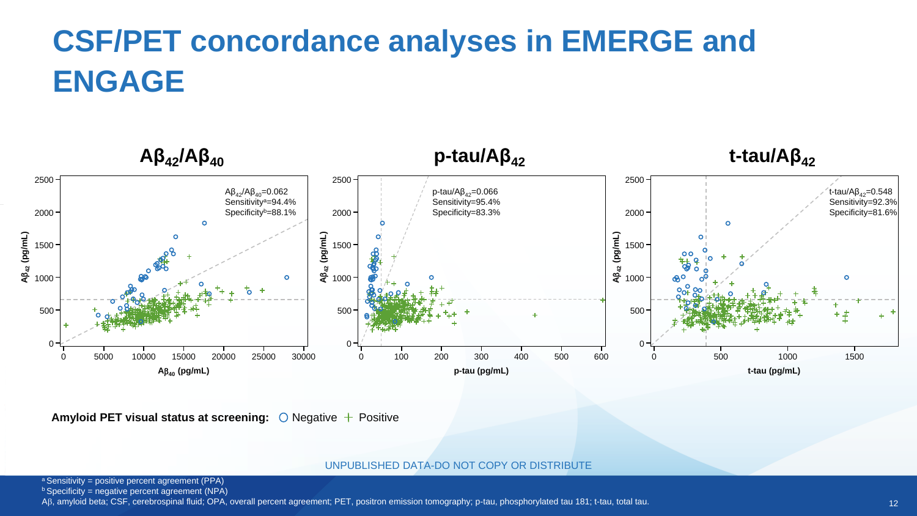# CSF/PET concordance analyses in EMERGE and ENGAGE

## $A\beta_{42}/A\beta_{40}$

$A\beta_{42}/A\beta_{40}$=0.062
Sensitivity[a]=94.4%
Specificity[b]=88.1%

## p-tau/$A\beta_{42}$

p-tau/$A\beta_{42}$=0.066
Sensitivity=95.4%
Specificity=83.3%

## t-tau/$A\beta_{42}$

t-tau/$A\beta_{42}$=0.548
Sensitivity=92.3%
Specificity=81.6%

**Amyloid PET visual status at screening:** ○ Negative + Positive

UNPUBLISHED DATA-DO NOT COPY OR DISTRIBUTE

[a] Sensitivity = positive percent agreement (PPA)
[b] Specificity = negative percent agreement (NPA)
Aβ, amyloid beta; CSF, cerebrospinal fluid; OPA, overall percent agreement; PET, positron emission tomography; p-tau, phosphorylated tau 181; t-tau, total tau.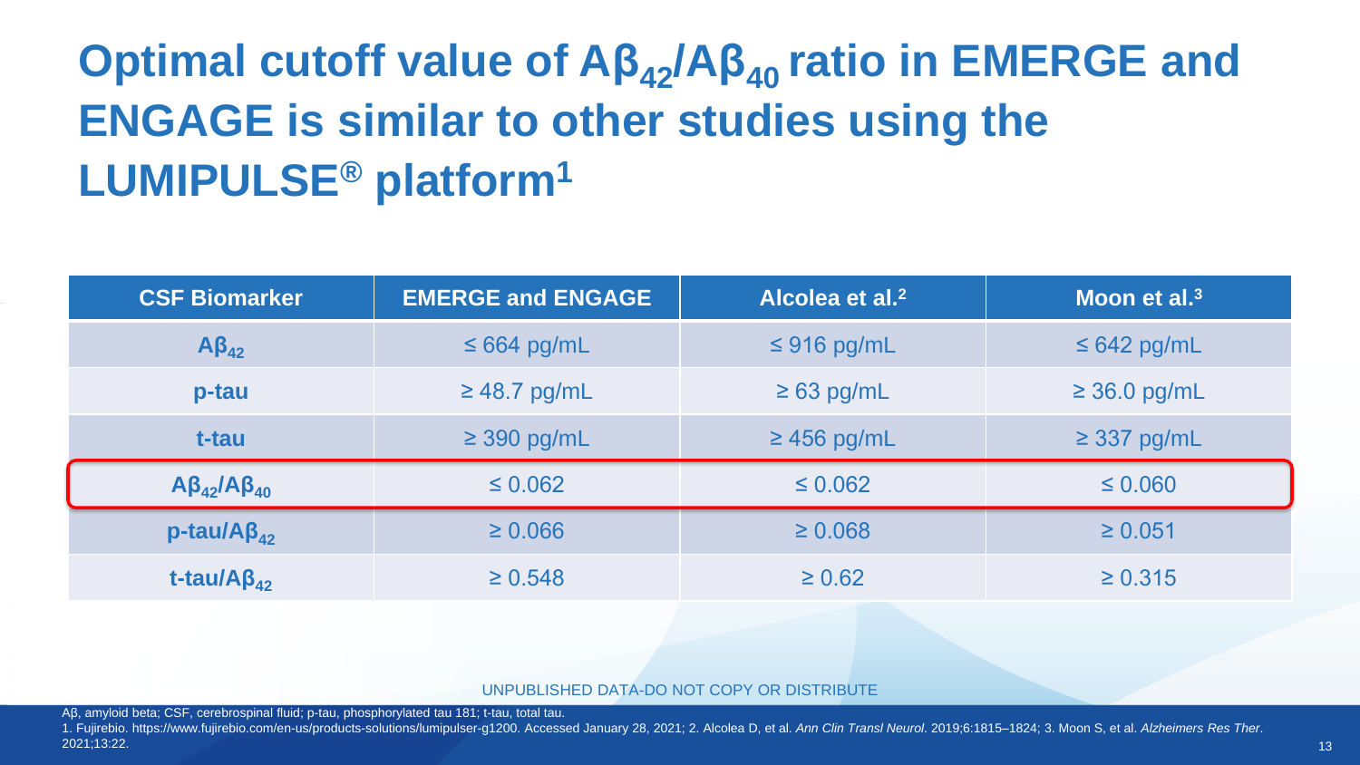# Optimal cutoff value of $A\beta_{42}/A\beta_{40}$ ratio in EMERGE and ENGAGE is similar to other studies using the LUMIPULSE® platform[1]

| CSF Biomarker | EMERGE and ENGAGE | Alcolea et al.[2] | Moon et al.[3] |
|---|---|---|---|
| $A\beta_{42}$ | ≤ 664 pg/mL | ≤ 916 pg/mL | ≤ 642 pg/mL |
| p-tau | ≥ 48.7 pg/mL | ≥ 63 pg/mL | ≥ 36.0 pg/mL |
| t-tau | ≥ 390 pg/mL | ≥ 456 pg/mL | ≥ 337 pg/mL |
| $A\beta_{42}/A\beta_{40}$ | ≤ 0.062 | ≤ 0.062 | ≤ 0.060 |
| p-tau/$A\beta_{42}$ | ≥ 0.066 | ≥ 0.068 | ≥ 0.051 |
| t-tau/$A\beta_{42}$ | ≥ 0.548 | ≥ 0.62 | ≥ 0.315 |

UNPUBLISHED DATA-DO NOT COPY OR DISTRIBUTE

Aβ, amyloid beta; CSF, cerebrospinal fluid; p-tau, phosphorylated tau 181; t-tau, total tau.

1. Fujirebio. https://www.fujirebio.com/en-us/products-solutions/lumipulser-g1200. Accessed January 28, 2021; 2. Alcolea D, et al. *Ann Clin Transl Neurol*. 2019;6:1815–1824; 3. Moon S, et al. *Alzheimers Res Ther*. 2021;13:22.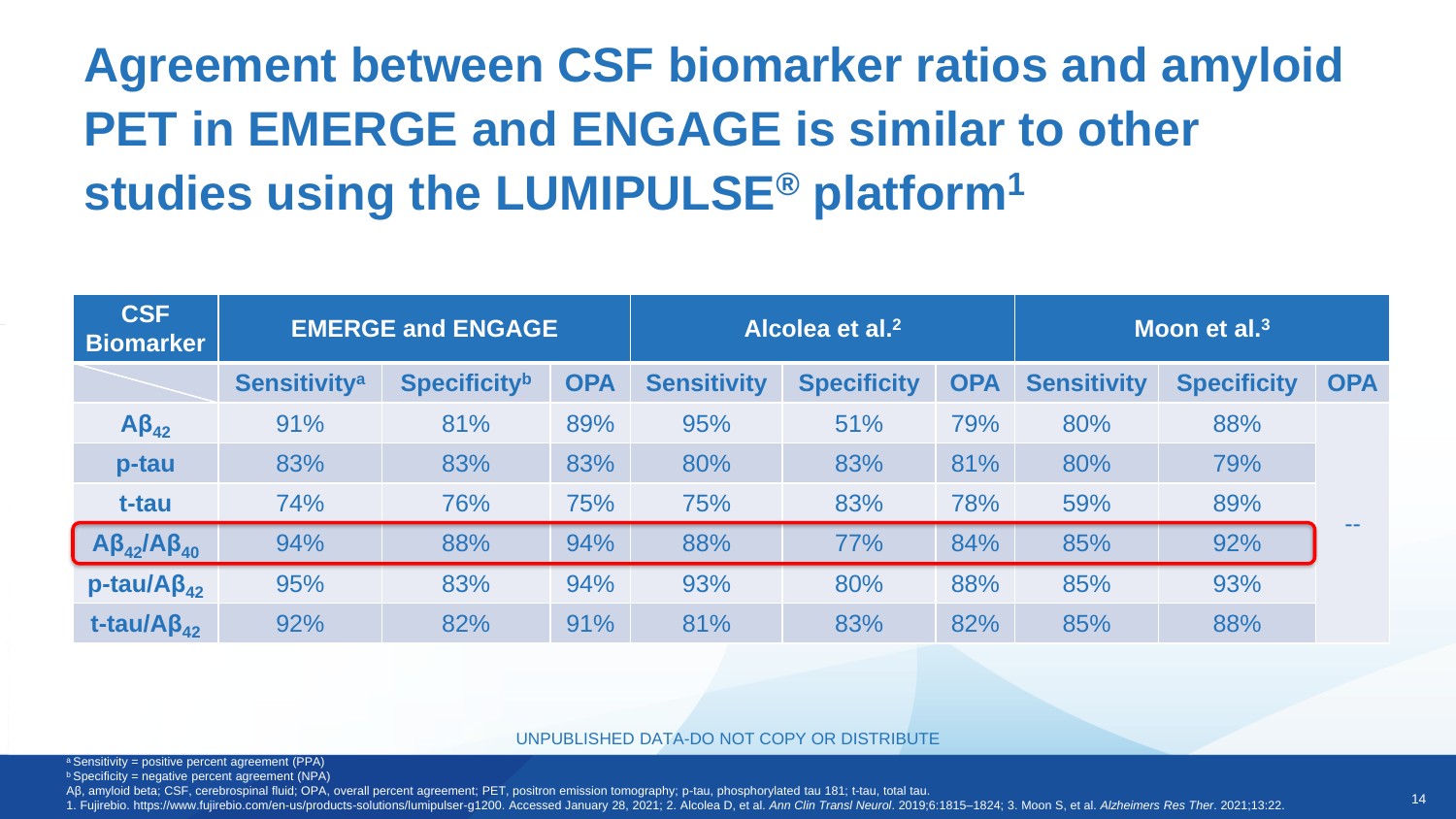# Agreement between CSF biomarker ratios and amyloid PET in EMERGE and ENGAGE is similar to other studies using the LUMIPULSE® platform[1]

| CSF Biomarker | EMERGE and ENGAGE | | | Alcolea et al.[2] | | | Moon et al.[3] | | |
|---|---|---|---|---|---|---|---|---|---|
| | Sensitivity[a] | Specificity[b] | OPA | Sensitivity | Specificity | OPA | Sensitivity | Specificity | OPA |
| $A\beta_{42}$ | 91% | 81% | 89% | 95% | 51% | 79% | 80% | 88% | -- |
| p-tau | 83% | 83% | 83% | 80% | 83% | 81% | 80% | 79% | -- |
| t-tau | 74% | 76% | 75% | 75% | 83% | 78% | 59% | 89% | -- |
| $A\beta_{42}/A\beta_{40}$ | 94% | 88% | 94% | 88% | 77% | 84% | 85% | 92% | -- |
| p-tau/$A\beta_{42}$ | 95% | 83% | 94% | 93% | 80% | 88% | 85% | 93% | -- |
| t-tau/$A\beta_{42}$ | 92% | 82% | 91% | 81% | 83% | 82% | 85% | 88% | -- |

UNPUBLISHED DATA-DO NOT COPY OR DISTRIBUTE

[a] Sensitivity = positive percent agreement (PPA)
[b] Specificity = negative percent agreement (NPA)
Aβ, amyloid beta; CSF, cerebrospinal fluid; OPA, overall percent agreement; PET, positron emission tomography; p-tau, phosphorylated tau 181; t-tau, total tau.
1. Fujirebio. https://www.fujirebio.com/en-us/products-solutions/lumipulser-g1200. Accessed January 28, 2021; 2. Alcolea D, et al. *Ann Clin Transl Neurol*. 2019;6:1815–1824; 3. Moon S, et al. *Alzheimers Res Ther*. 2021;13:22.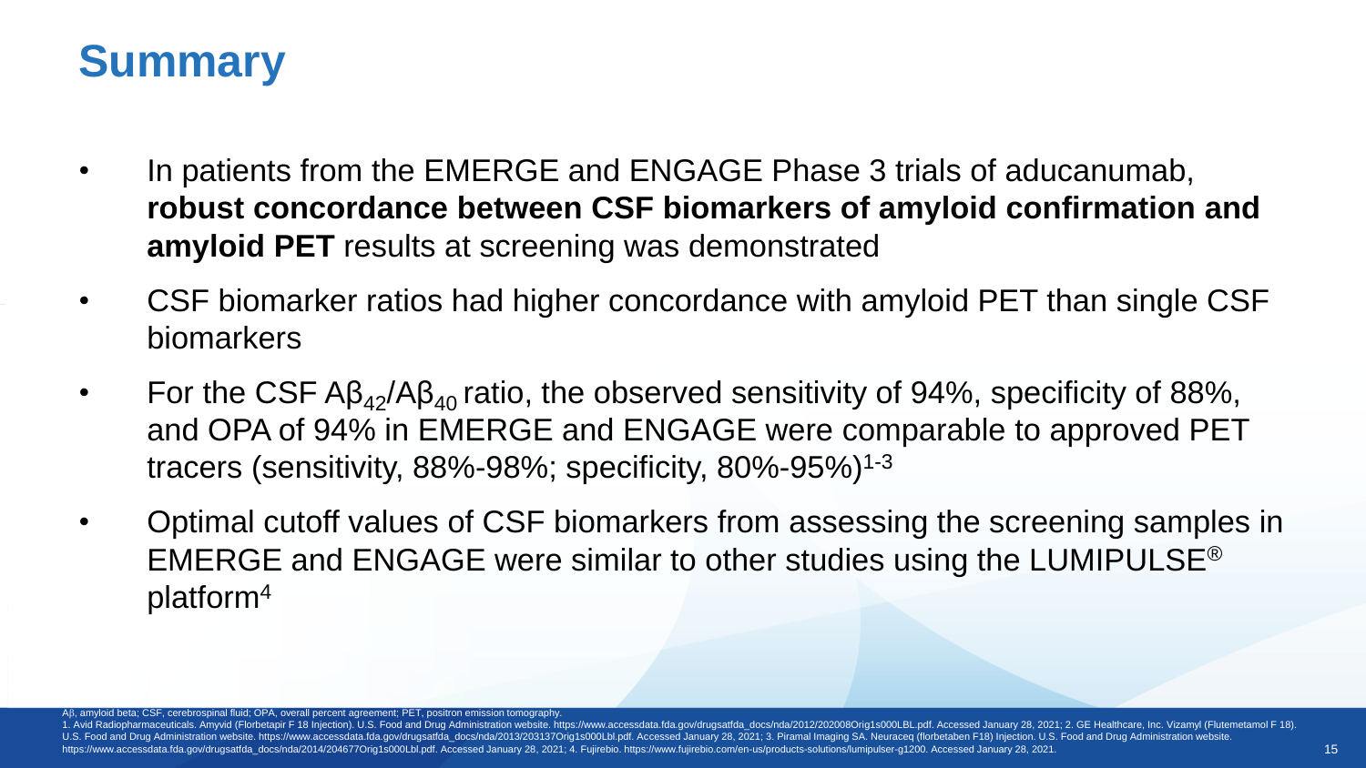# Summary

- In patients from the EMERGE and ENGAGE Phase 3 trials of aducanumab, **robust concordance between CSF biomarkers of amyloid confirmation and amyloid PET** results at screening was demonstrated
- CSF biomarker ratios had higher concordance with amyloid PET than single CSF biomarkers
- For the CSF $A\beta_{42}/A\beta_{40}$ ratio, the observed sensitivity of 94%, specificity of 88%, and OPA of 94% in EMERGE and ENGAGE were comparable to approved PET tracers (sensitivity, 88%-98%; specificity, 80%-95%)[1-3]
- Optimal cutoff values of CSF biomarkers from assessing the screening samples in EMERGE and ENGAGE were similar to other studies using the LUMIPULSE® platform[4]

Aβ, amyloid beta; CSF, cerebrospinal fluid; OPA, overall percent agreement; PET, positron emission tomography.

1. Avid Radiopharmaceuticals. Amyvid (Florbetapir F 18 Injection). U.S. Food and Drug Administration website. https://www.accessdata.fda.gov/drugsatfda_docs/nda/2012/202008Orig1s000LBL.pdf. Accessed January 28, 2021; 2. GE Healthcare, Inc. Vizamyl (Flutemetamol F 18). U.S. Food and Drug Administration website. https://www.accessdata.fda.gov/drugsatfda_docs/nda/2013/203137Orig1s000Lbl.pdf. Accessed January 28, 2021; 3. Piramal Imaging SA. Neuraceq (florbetaben F18) Injection. U.S. Food and Drug Administration website. https://www.accessdata.fda.gov/drugsatfda_docs/nda/2014/204677Orig1s000Lbl.pdf. Accessed January 28, 2021; 4. Fujirebio. https://www.fujirebio.com/en-us/products-solutions/lumipulser-g1200. Accessed January 28, 2021.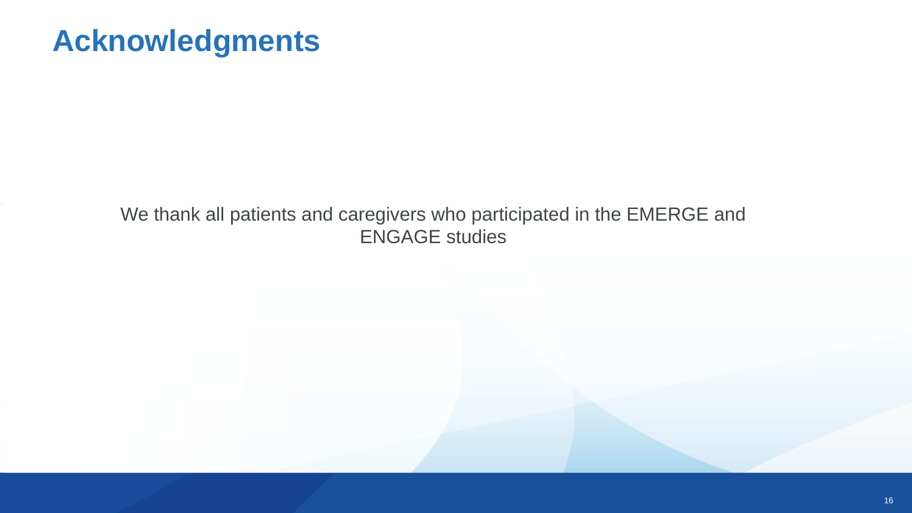# Acknowledgments

We thank all patients and caregivers who participated in the EMERGE and ENGAGE studies